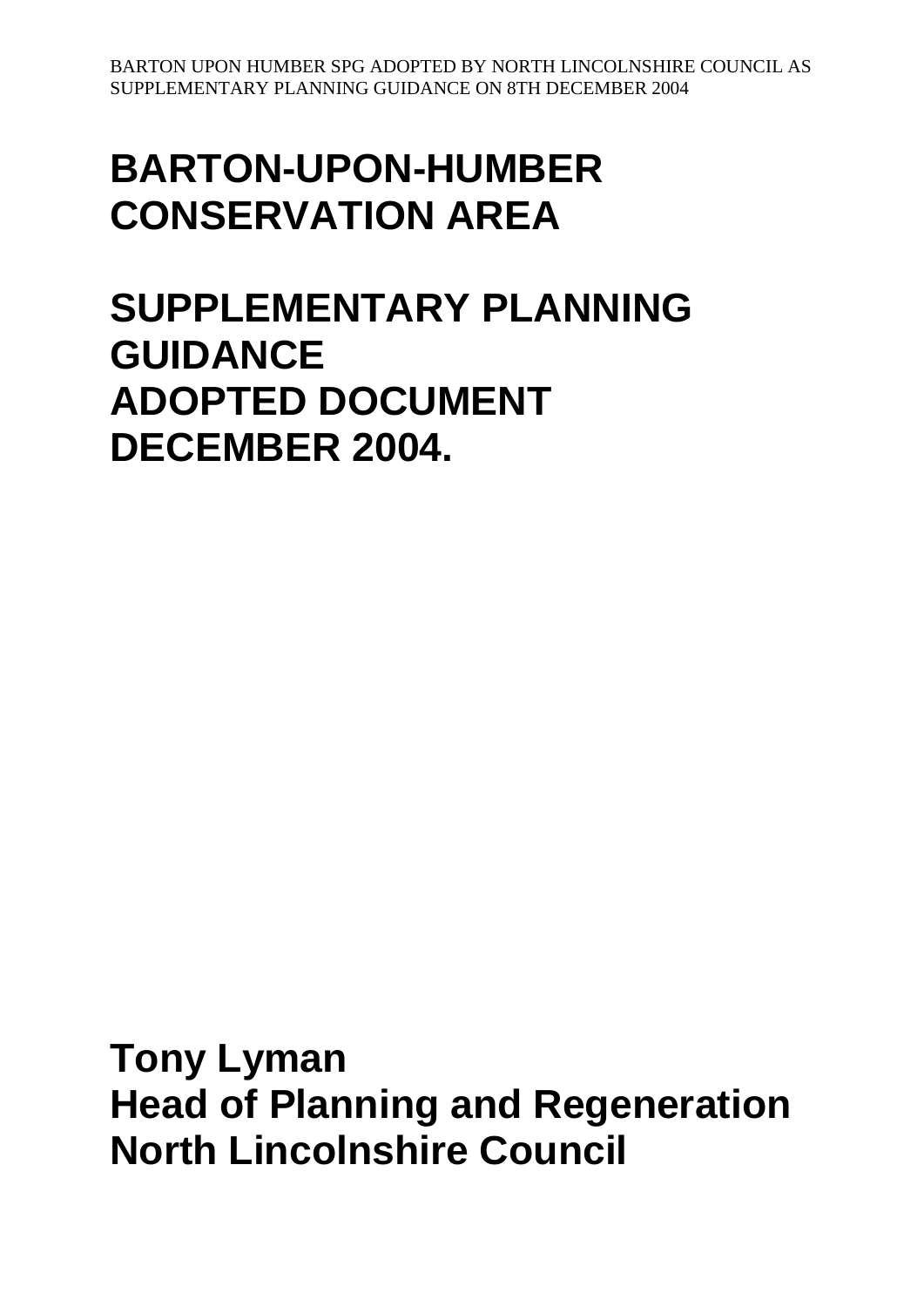# BARTON-UPON-HUMBER CONSERVATION AREA

# SUPPLEMENTARY PLANNING GUIDANCE ADOPTED DOCUMENT DECEMBER 2004.

**Tony Lyman**
**Head of Planning and Regeneration**
**North Lincolnshire Council**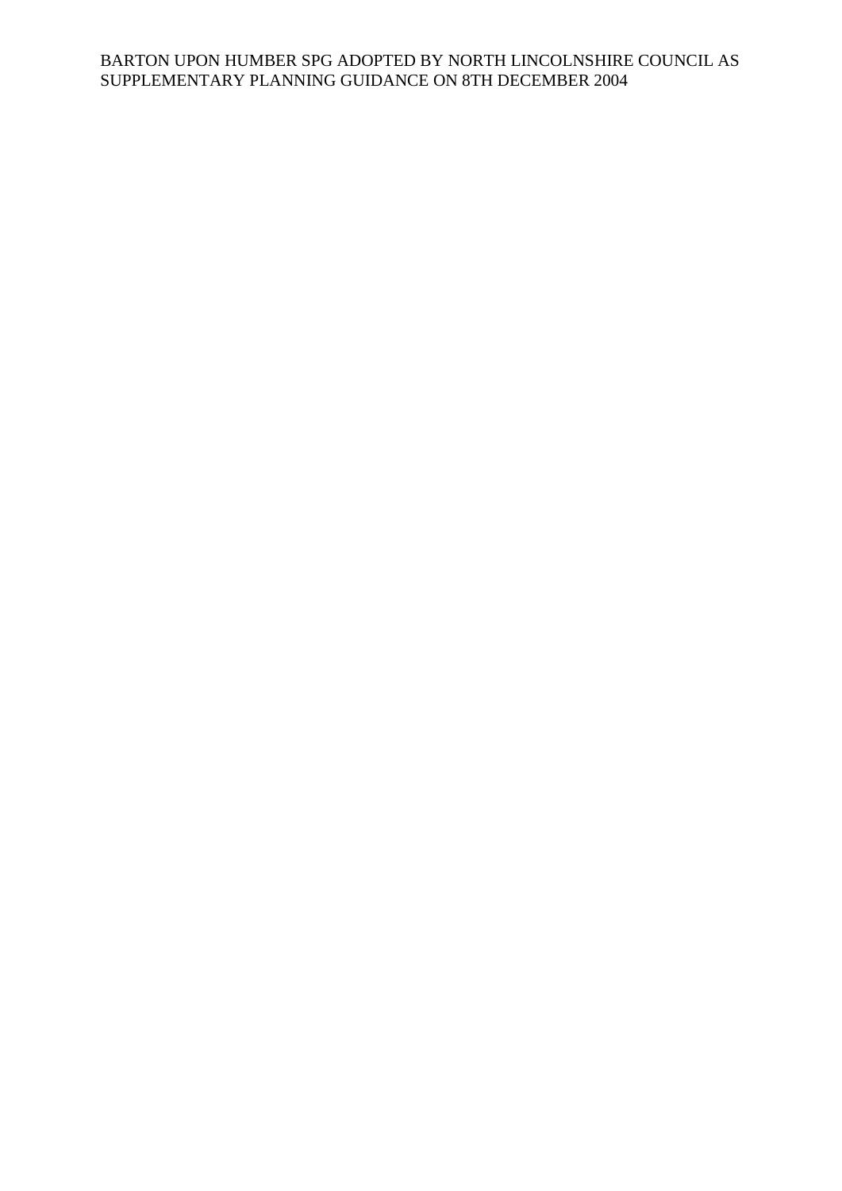BARTON UPON HUMBER SPG ADOPTED BY NORTH LINCOLNSHIRE COUNCIL AS SUPPLEMENTARY PLANNING GUIDANCE ON 8TH DECEMBER 2004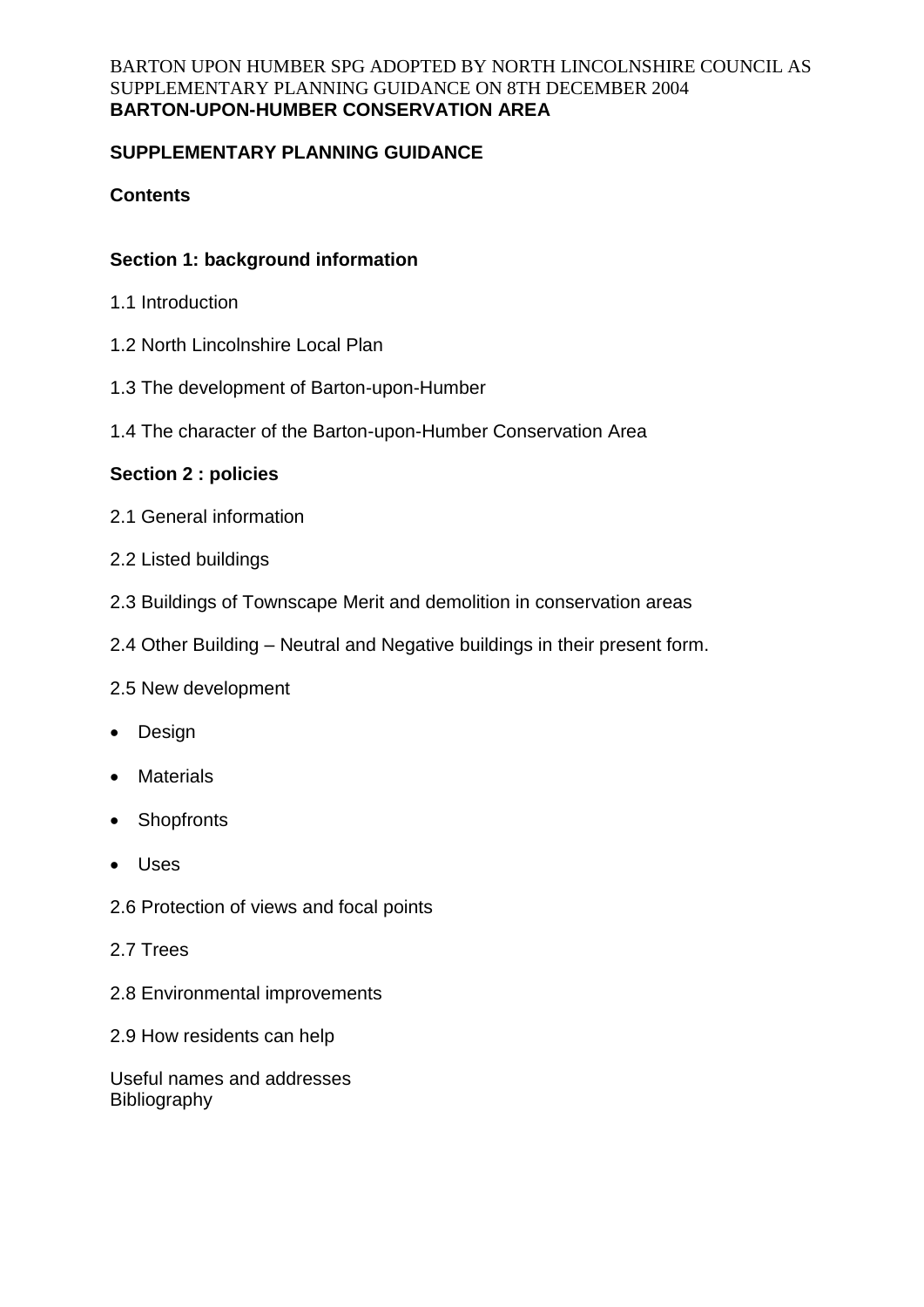BARTON UPON HUMBER SPG ADOPTED BY NORTH LINCOLNSHIRE COUNCIL AS SUPPLEMENTARY PLANNING GUIDANCE ON 8TH DECEMBER 2004

**BARTON-UPON-HUMBER CONSERVATION AREA**

**SUPPLEMENTARY PLANNING GUIDANCE**

**Contents**

**Section 1: background information**

1.1 Introduction

1.2 North Lincolnshire Local Plan

1.3 The development of Barton-upon-Humber

1.4 The character of the Barton-upon-Humber Conservation Area

**Section 2 : policies**

2.1 General information

2.2 Listed buildings

2.3 Buildings of Townscape Merit and demolition in conservation areas

2.4 Other Building – Neutral and Negative buildings in their present form.

2.5 New development

- Design
- Materials
- Shopfronts
- Uses

2.6 Protection of views and focal points

2.7 Trees

2.8 Environmental improvements

2.9 How residents can help

Useful names and addresses
Bibliography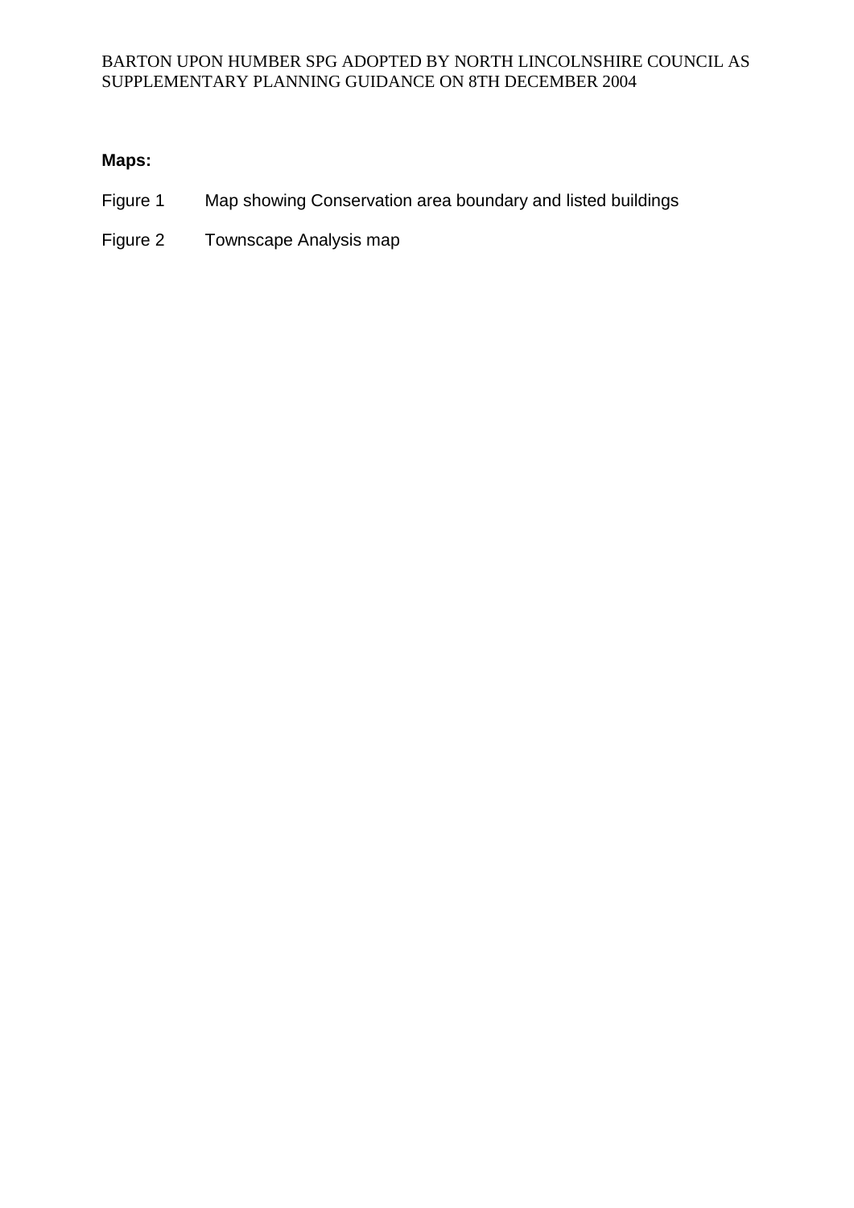**Maps:**

Figure 1    Map showing Conservation area boundary and listed buildings

Figure 2    Townscape Analysis map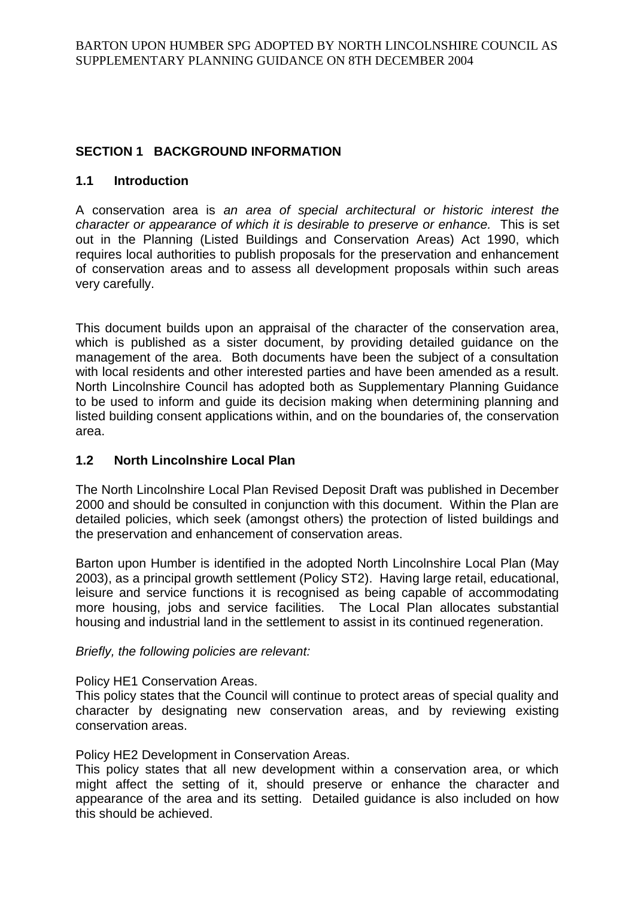## SECTION 1 BACKGROUND INFORMATION

### 1.1 Introduction

A conservation area is *an area of special architectural or historic interest the character or appearance of which it is desirable to preserve or enhance.* This is set out in the Planning (Listed Buildings and Conservation Areas) Act 1990, which requires local authorities to publish proposals for the preservation and enhancement of conservation areas and to assess all development proposals within such areas very carefully.

This document builds upon an appraisal of the character of the conservation area, which is published as a sister document, by providing detailed guidance on the management of the area. Both documents have been the subject of a consultation with local residents and other interested parties and have been amended as a result. North Lincolnshire Council has adopted both as Supplementary Planning Guidance to be used to inform and guide its decision making when determining planning and listed building consent applications within, and on the boundaries of, the conservation area.

### 1.2 North Lincolnshire Local Plan

The North Lincolnshire Local Plan Revised Deposit Draft was published in December 2000 and should be consulted in conjunction with this document. Within the Plan are detailed policies, which seek (amongst others) the protection of listed buildings and the preservation and enhancement of conservation areas.

Barton upon Humber is identified in the adopted North Lincolnshire Local Plan (May 2003), as a principal growth settlement (Policy ST2). Having large retail, educational, leisure and service functions it is recognised as being capable of accommodating more housing, jobs and service facilities. The Local Plan allocates substantial housing and industrial land in the settlement to assist in its continued regeneration.

*Briefly, the following policies are relevant:*

Policy HE1 Conservation Areas.
This policy states that the Council will continue to protect areas of special quality and character by designating new conservation areas, and by reviewing existing conservation areas.

Policy HE2 Development in Conservation Areas.
This policy states that all new development within a conservation area, or which might affect the setting of it, should preserve or enhance the character and appearance of the area and its setting. Detailed guidance is also included on how this should be achieved.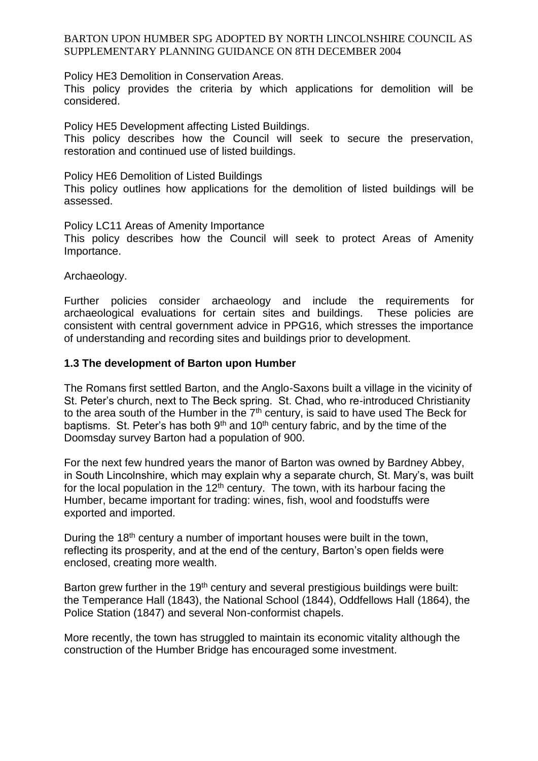Policy HE3 Demolition in Conservation Areas.
This policy provides the criteria by which applications for demolition will be considered.

Policy HE5 Development affecting Listed Buildings.
This policy describes how the Council will seek to secure the preservation, restoration and continued use of listed buildings.

Policy HE6 Demolition of Listed Buildings
This policy outlines how applications for the demolition of listed buildings will be assessed.

Policy LC11 Areas of Amenity Importance
This policy describes how the Council will seek to protect Areas of Amenity Importance.

Archaeology.

Further policies consider archaeology and include the requirements for archaeological evaluations for certain sites and buildings. These policies are consistent with central government advice in PPG16, which stresses the importance of understanding and recording sites and buildings prior to development.

### 1.3 The development of Barton upon Humber

The Romans first settled Barton, and the Anglo-Saxons built a village in the vicinity of St. Peter's church, next to The Beck spring. St. Chad, who re-introduced Christianity to the area south of the Humber in the 7th century, is said to have used The Beck for baptisms. St. Peter's has both 9th and 10th century fabric, and by the time of the Doomsday survey Barton had a population of 900.

For the next few hundred years the manor of Barton was owned by Bardney Abbey, in South Lincolnshire, which may explain why a separate church, St. Mary's, was built for the local population in the 12th century. The town, with its harbour facing the Humber, became important for trading: wines, fish, wool and foodstuffs were exported and imported.

During the 18th century a number of important houses were built in the town, reflecting its prosperity, and at the end of the century, Barton's open fields were enclosed, creating more wealth.

Barton grew further in the 19th century and several prestigious buildings were built: the Temperance Hall (1843), the National School (1844), Oddfellows Hall (1864), the Police Station (1847) and several Non-conformist chapels.

More recently, the town has struggled to maintain its economic vitality although the construction of the Humber Bridge has encouraged some investment.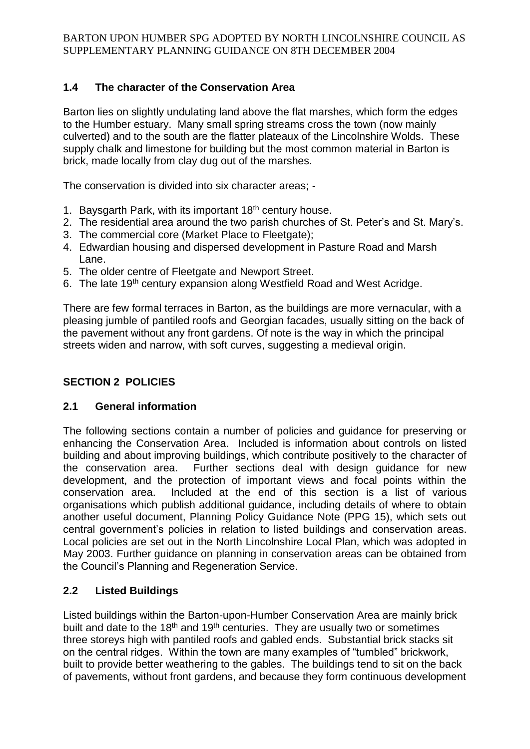### 1.4 The character of the Conservation Area

Barton lies on slightly undulating land above the flat marshes, which form the edges to the Humber estuary. Many small spring streams cross the town (now mainly culverted) and to the south are the flatter plateaux of the Lincolnshire Wolds. These supply chalk and limestone for building but the most common material in Barton is brick, made locally from clay dug out of the marshes.

The conservation is divided into six character areas; -

1. Baysgarth Park, with its important 18th century house.
2. The residential area around the two parish churches of St. Peter's and St. Mary's.
3. The commercial core (Market Place to Fleetgate);
4. Edwardian housing and dispersed development in Pasture Road and Marsh Lane.
5. The older centre of Fleetgate and Newport Street.
6. The late 19th century expansion along Westfield Road and West Acridge.

There are few formal terraces in Barton, as the buildings are more vernacular, with a pleasing jumble of pantiled roofs and Georgian facades, usually sitting on the back of the pavement without any front gardens. Of note is the way in which the principal streets widen and narrow, with soft curves, suggesting a medieval origin.

## SECTION 2 POLICIES

### 2.1 General information

The following sections contain a number of policies and guidance for preserving or enhancing the Conservation Area. Included is information about controls on listed building and about improving buildings, which contribute positively to the character of the conservation area. Further sections deal with design guidance for new development, and the protection of important views and focal points within the conservation area. Included at the end of this section is a list of various organisations which publish additional guidance, including details of where to obtain another useful document, Planning Policy Guidance Note (PPG 15), which sets out central government's policies in relation to listed buildings and conservation areas. Local policies are set out in the North Lincolnshire Local Plan, which was adopted in May 2003. Further guidance on planning in conservation areas can be obtained from the Council's Planning and Regeneration Service.

### 2.2 Listed Buildings

Listed buildings within the Barton-upon-Humber Conservation Area are mainly brick built and date to the 18th and 19th centuries. They are usually two or sometimes three storeys high with pantiled roofs and gabled ends. Substantial brick stacks sit on the central ridges. Within the town are many examples of "tumbled" brickwork, built to provide better weathering to the gables. The buildings tend to sit on the back of pavements, without front gardens, and because they form continuous development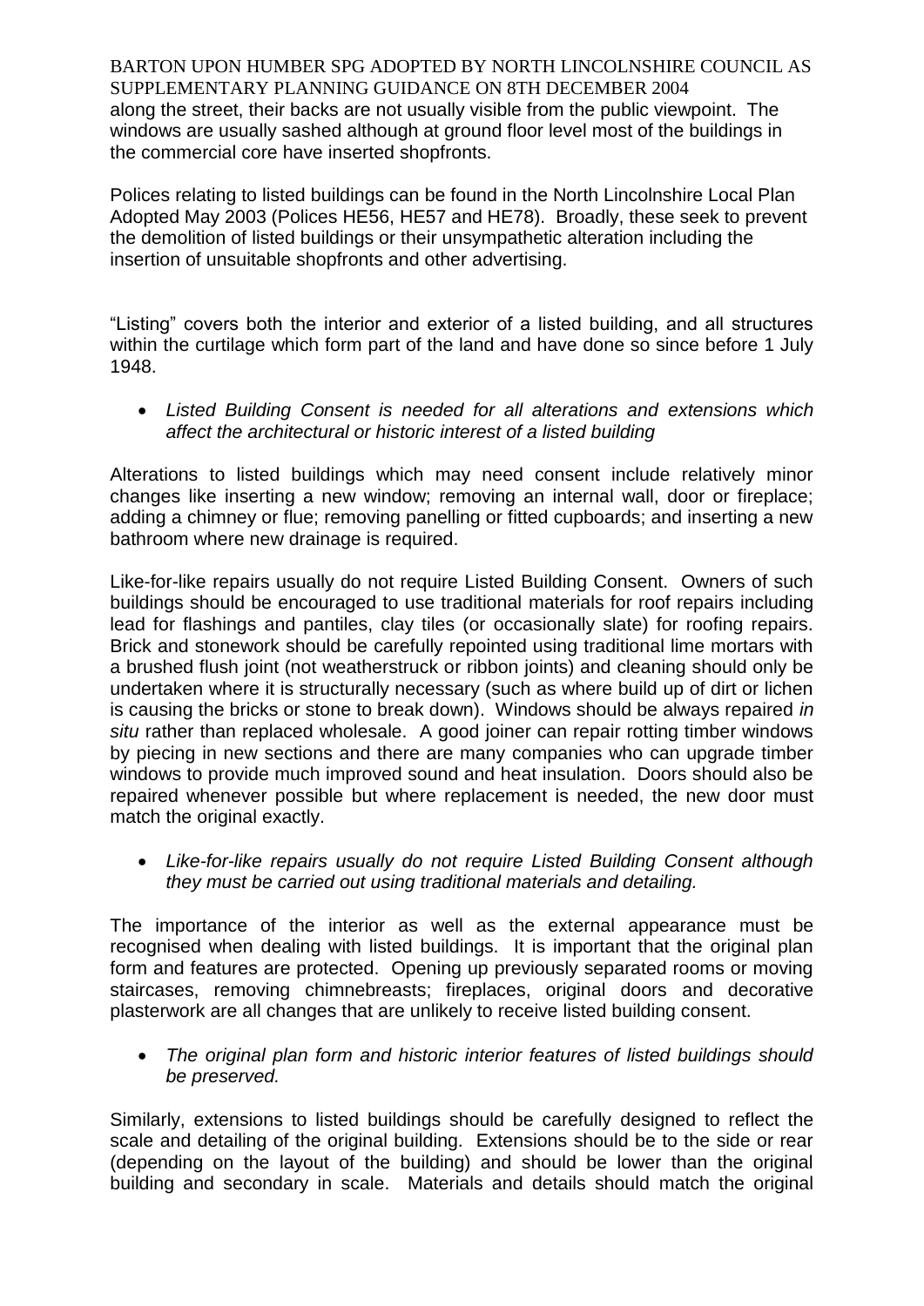along the street, their backs are not usually visible from the public viewpoint. The windows are usually sashed although at ground floor level most of the buildings in the commercial core have inserted shopfronts.

Polices relating to listed buildings can be found in the North Lincolnshire Local Plan Adopted May 2003 (Polices HE56, HE57 and HE78). Broadly, these seek to prevent the demolition of listed buildings or their unsympathetic alteration including the insertion of unsuitable shopfronts and other advertising.

"Listing" covers both the interior and exterior of a listed building, and all structures within the curtilage which form part of the land and have done so since before 1 July 1948.

- *Listed Building Consent is needed for all alterations and extensions which affect the architectural or historic interest of a listed building*

Alterations to listed buildings which may need consent include relatively minor changes like inserting a new window; removing an internal wall, door or fireplace; adding a chimney or flue; removing panelling or fitted cupboards; and inserting a new bathroom where new drainage is required.

Like-for-like repairs usually do not require Listed Building Consent. Owners of such buildings should be encouraged to use traditional materials for roof repairs including lead for flashings and pantiles, clay tiles (or occasionally slate) for roofing repairs. Brick and stonework should be carefully repointed using traditional lime mortars with a brushed flush joint (not weatherstruck or ribbon joints) and cleaning should only be undertaken where it is structurally necessary (such as where build up of dirt or lichen is causing the bricks or stone to break down). Windows should be always repaired *in situ* rather than replaced wholesale. A good joiner can repair rotting timber windows by piecing in new sections and there are many companies who can upgrade timber windows to provide much improved sound and heat insulation. Doors should also be repaired whenever possible but where replacement is needed, the new door must match the original exactly.

- *Like-for-like repairs usually do not require Listed Building Consent although they must be carried out using traditional materials and detailing.*

The importance of the interior as well as the external appearance must be recognised when dealing with listed buildings. It is important that the original plan form and features are protected. Opening up previously separated rooms or moving staircases, removing chimnebreasts; fireplaces, original doors and decorative plasterwork are all changes that are unlikely to receive listed building consent.

- *The original plan form and historic interior features of listed buildings should be preserved.*

Similarly, extensions to listed buildings should be carefully designed to reflect the scale and detailing of the original building. Extensions should be to the side or rear (depending on the layout of the building) and should be lower than the original building and secondary in scale. Materials and details should match the original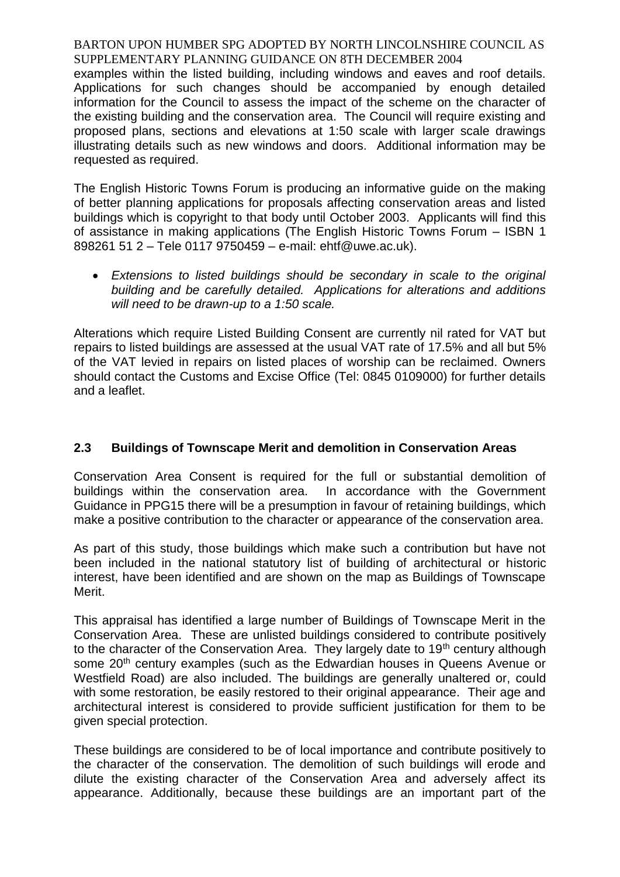examples within the listed building, including windows and eaves and roof details. Applications for such changes should be accompanied by enough detailed information for the Council to assess the impact of the scheme on the character of the existing building and the conservation area. The Council will require existing and proposed plans, sections and elevations at 1:50 scale with larger scale drawings illustrating details such as new windows and doors. Additional information may be requested as required.

The English Historic Towns Forum is producing an informative guide on the making of better planning applications for proposals affecting conservation areas and listed buildings which is copyright to that body until October 2003. Applicants will find this of assistance in making applications (The English Historic Towns Forum – ISBN 1 898261 51 2 – Tele 0117 9750459 – e-mail: ehtf@uwe.ac.uk).

- *Extensions to listed buildings should be secondary in scale to the original building and be carefully detailed. Applications for alterations and additions will need to be drawn-up to a 1:50 scale.*

Alterations which require Listed Building Consent are currently nil rated for VAT but repairs to listed buildings are assessed at the usual VAT rate of 17.5% and all but 5% of the VAT levied in repairs on listed places of worship can be reclaimed. Owners should contact the Customs and Excise Office (Tel: 0845 0109000) for further details and a leaflet.

## 2.3 Buildings of Townscape Merit and demolition in Conservation Areas

Conservation Area Consent is required for the full or substantial demolition of buildings within the conservation area. In accordance with the Government Guidance in PPG15 there will be a presumption in favour of retaining buildings, which make a positive contribution to the character or appearance of the conservation area.

As part of this study, those buildings which make such a contribution but have not been included in the national statutory list of building of architectural or historic interest, have been identified and are shown on the map as Buildings of Townscape Merit.

This appraisal has identified a large number of Buildings of Townscape Merit in the Conservation Area. These are unlisted buildings considered to contribute positively to the character of the Conservation Area. They largely date to 19th century although some 20th century examples (such as the Edwardian houses in Queens Avenue or Westfield Road) are also included. The buildings are generally unaltered or, could with some restoration, be easily restored to their original appearance. Their age and architectural interest is considered to provide sufficient justification for them to be given special protection.

These buildings are considered to be of local importance and contribute positively to the character of the conservation. The demolition of such buildings will erode and dilute the existing character of the Conservation Area and adversely affect its appearance. Additionally, because these buildings are an important part of the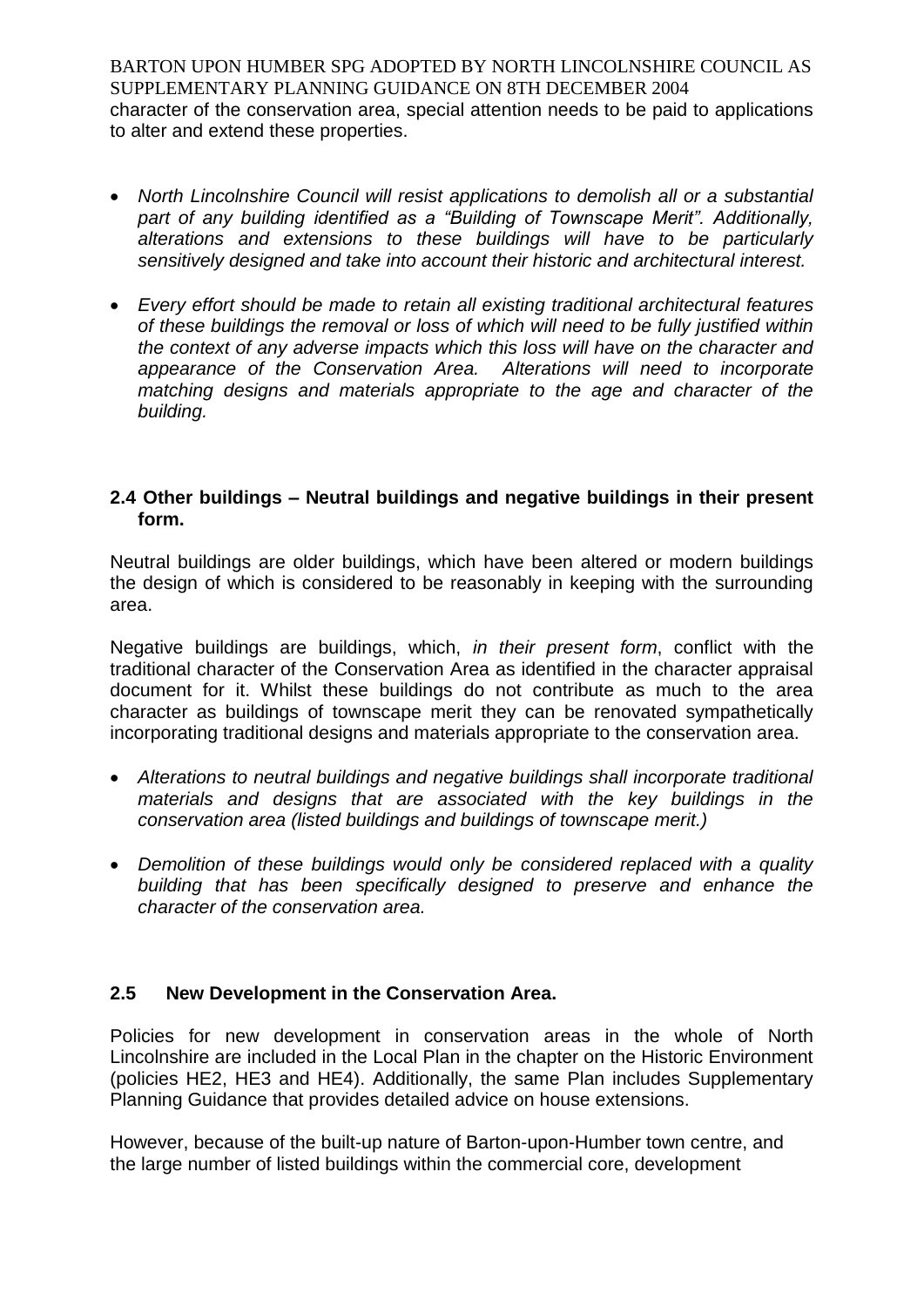character of the conservation area, special attention needs to be paid to applications to alter and extend these properties.

- *North Lincolnshire Council will resist applications to demolish all or a substantial part of any building identified as a "Building of Townscape Merit". Additionally, alterations and extensions to these buildings will have to be particularly sensitively designed and take into account their historic and architectural interest.*

- *Every effort should be made to retain all existing traditional architectural features of these buildings the removal or loss of which will need to be fully justified within the context of any adverse impacts which this loss will have on the character and appearance of the Conservation Area. Alterations will need to incorporate matching designs and materials appropriate to the age and character of the building.*

### 2.4 Other buildings – Neutral buildings and negative buildings in their present form.

Neutral buildings are older buildings, which have been altered or modern buildings the design of which is considered to be reasonably in keeping with the surrounding area.

Negative buildings are buildings, which, *in their present form*, conflict with the traditional character of the Conservation Area as identified in the character appraisal document for it. Whilst these buildings do not contribute as much to the area character as buildings of townscape merit they can be renovated sympathetically incorporating traditional designs and materials appropriate to the conservation area.

- *Alterations to neutral buildings and negative buildings shall incorporate traditional materials and designs that are associated with the key buildings in the conservation area (listed buildings and buildings of townscape merit.)*

- *Demolition of these buildings would only be considered replaced with a quality building that has been specifically designed to preserve and enhance the character of the conservation area.*

### 2.5 New Development in the Conservation Area.

Policies for new development in conservation areas in the whole of North Lincolnshire are included in the Local Plan in the chapter on the Historic Environment (policies HE2, HE3 and HE4). Additionally, the same Plan includes Supplementary Planning Guidance that provides detailed advice on house extensions.

However, because of the built-up nature of Barton-upon-Humber town centre, and the large number of listed buildings within the commercial core, development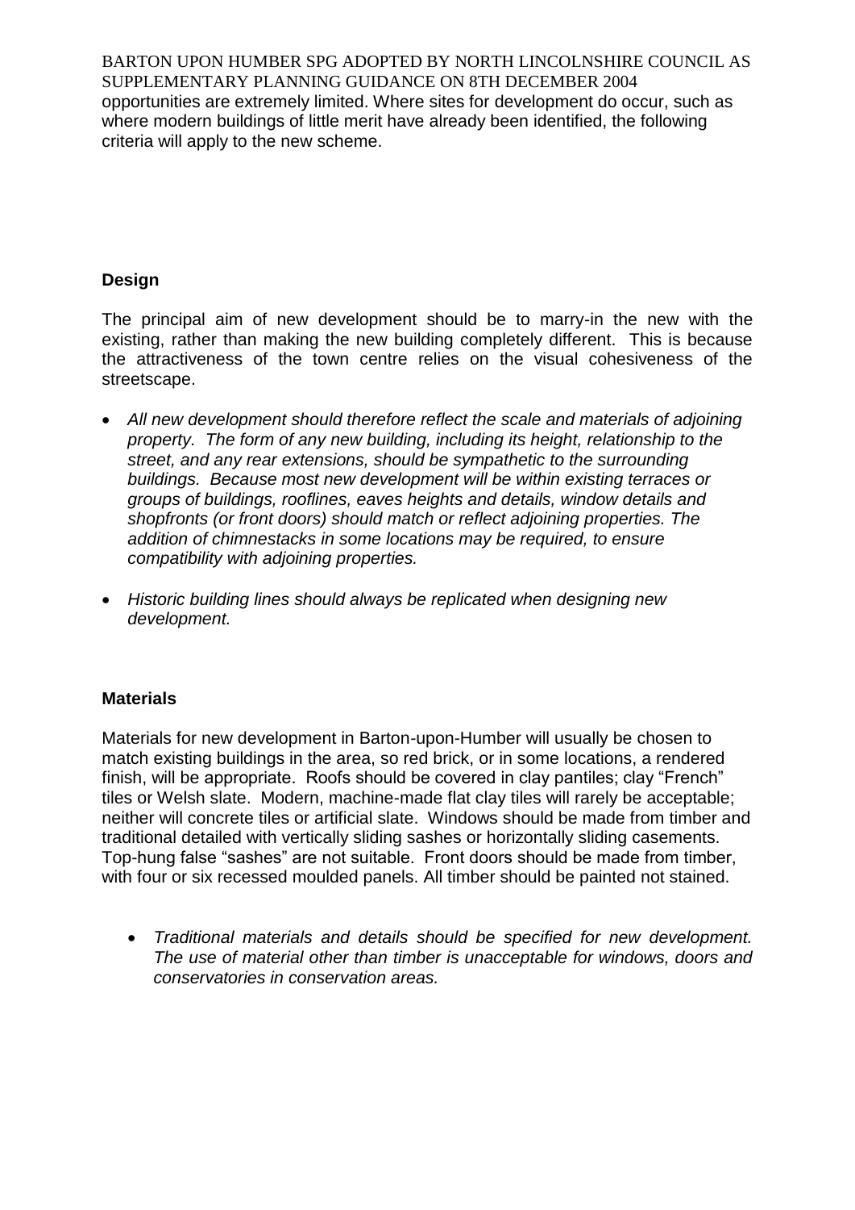opportunities are extremely limited. Where sites for development do occur, such as where modern buildings of little merit have already been identified, the following criteria will apply to the new scheme.

**Design**

The principal aim of new development should be to marry-in the new with the existing, rather than making the new building completely different. This is because the attractiveness of the town centre relies on the visual cohesiveness of the streetscape.

- *All new development should therefore reflect the scale and materials of adjoining property. The form of any new building, including its height, relationship to the street, and any rear extensions, should be sympathetic to the surrounding buildings. Because most new development will be within existing terraces or groups of buildings, rooflines, eaves heights and details, window details and shopfronts (or front doors) should match or reflect adjoining properties. The addition of chimnestacks in some locations may be required, to ensure compatibility with adjoining properties.*

- *Historic building lines should always be replicated when designing new development.*

**Materials**

Materials for new development in Barton-upon-Humber will usually be chosen to match existing buildings in the area, so red brick, or in some locations, a rendered finish, will be appropriate. Roofs should be covered in clay pantiles; clay "French" tiles or Welsh slate. Modern, machine-made flat clay tiles will rarely be acceptable; neither will concrete tiles or artificial slate. Windows should be made from timber and traditional detailed with vertically sliding sashes or horizontally sliding casements. Top-hung false "sashes" are not suitable. Front doors should be made from timber, with four or six recessed moulded panels. All timber should be painted not stained.

- *Traditional materials and details should be specified for new development. The use of material other than timber is unacceptable for windows, doors and conservatories in conservation areas.*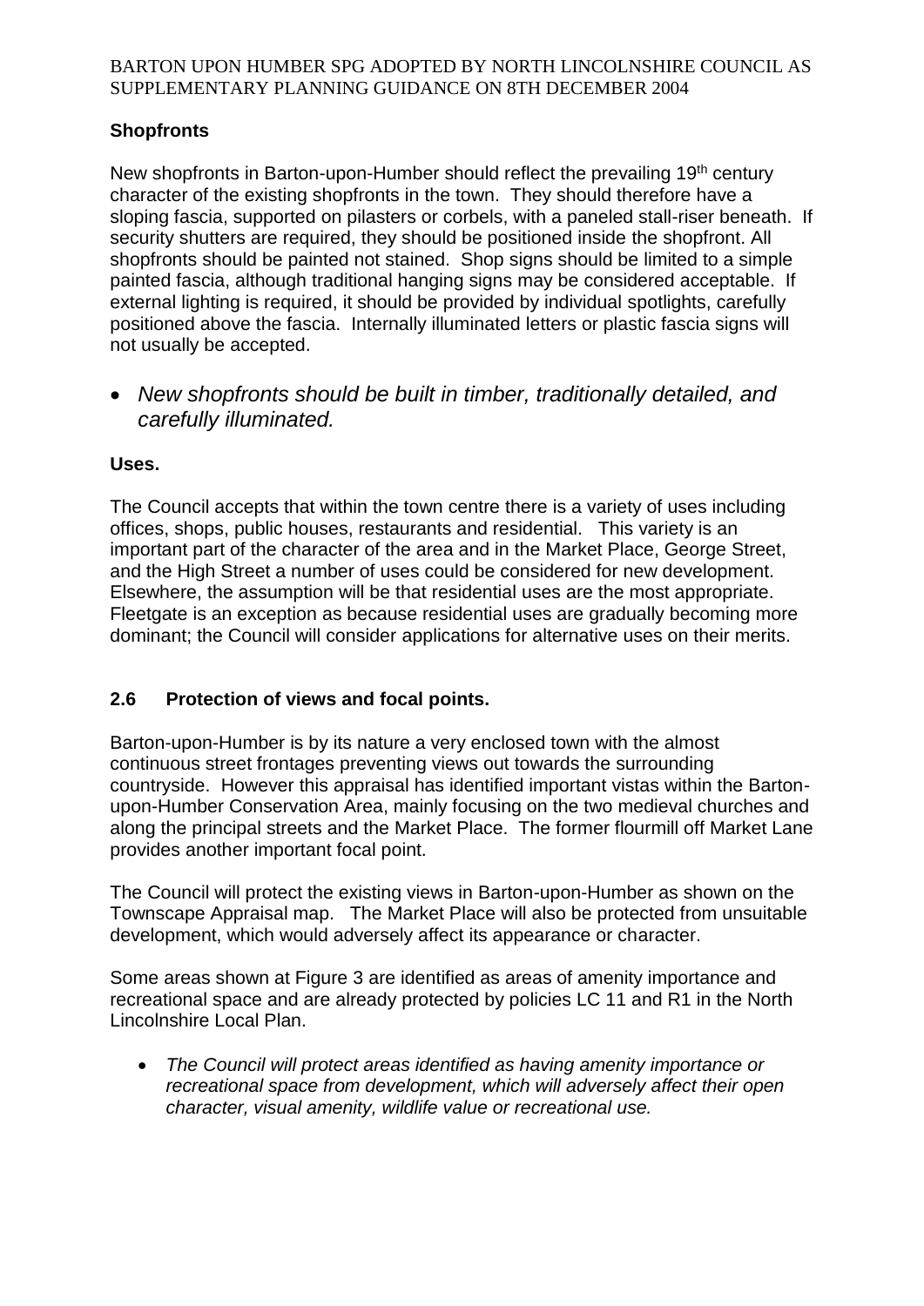**Shopfronts**

New shopfronts in Barton-upon-Humber should reflect the prevailing 19th century character of the existing shopfronts in the town. They should therefore have a sloping fascia, supported on pilasters or corbels, with a paneled stall-riser beneath. If security shutters are required, they should be positioned inside the shopfront. All shopfronts should be painted not stained. Shop signs should be limited to a simple painted fascia, although traditional hanging signs may be considered acceptable. If external lighting is required, it should be provided by individual spotlights, carefully positioned above the fascia. Internally illuminated letters or plastic fascia signs will not usually be accepted.

- *New shopfronts should be built in timber, traditionally detailed, and carefully illuminated.*

**Uses.**

The Council accepts that within the town centre there is a variety of uses including offices, shops, public houses, restaurants and residential. This variety is an important part of the character of the area and in the Market Place, George Street, and the High Street a number of uses could be considered for new development. Elsewhere, the assumption will be that residential uses are the most appropriate. Fleetgate is an exception as because residential uses are gradually becoming more dominant; the Council will consider applications for alternative uses on their merits.

## 2.6 Protection of views and focal points.

Barton-upon-Humber is by its nature a very enclosed town with the almost continuous street frontages preventing views out towards the surrounding countryside. However this appraisal has identified important vistas within the Barton-upon-Humber Conservation Area, mainly focusing on the two medieval churches and along the principal streets and the Market Place. The former flourmill off Market Lane provides another important focal point.

The Council will protect the existing views in Barton-upon-Humber as shown on the Townscape Appraisal map. The Market Place will also be protected from unsuitable development, which would adversely affect its appearance or character.

Some areas shown at Figure 3 are identified as areas of amenity importance and recreational space and are already protected by policies LC 11 and R1 in the North Lincolnshire Local Plan.

- *The Council will protect areas identified as having amenity importance or recreational space from development, which will adversely affect their open character, visual amenity, wildlife value or recreational use.*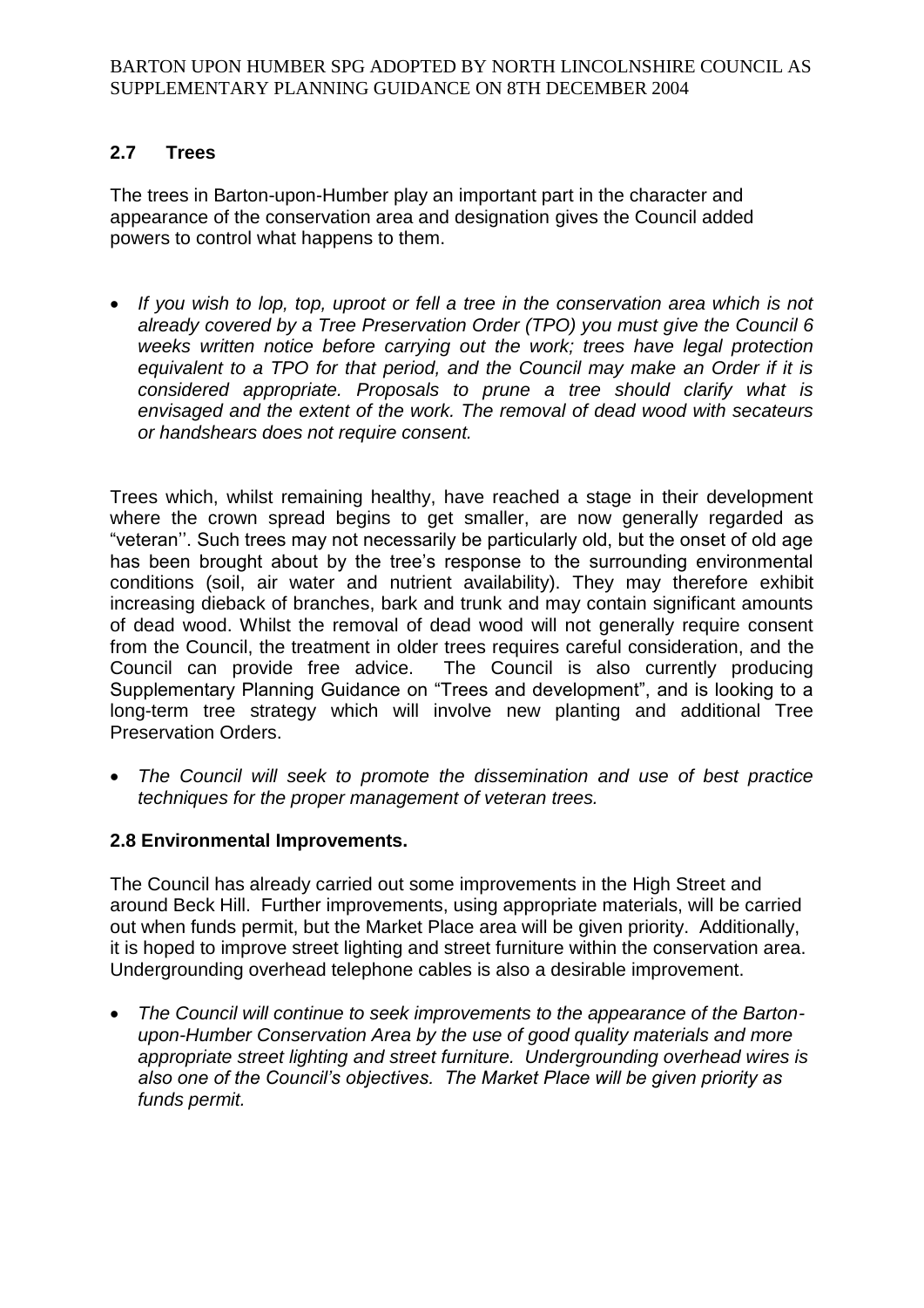## 2.7 Trees

The trees in Barton-upon-Humber play an important part in the character and appearance of the conservation area and designation gives the Council added powers to control what happens to them.

- *If you wish to lop, top, uproot or fell a tree in the conservation area which is not already covered by a Tree Preservation Order (TPO) you must give the Council 6 weeks written notice before carrying out the work; trees have legal protection equivalent to a TPO for that period, and the Council may make an Order if it is considered appropriate. Proposals to prune a tree should clarify what is envisaged and the extent of the work. The removal of dead wood with secateurs or handshears does not require consent.*

Trees which, whilst remaining healthy, have reached a stage in their development where the crown spread begins to get smaller, are now generally regarded as "veteran''. Such trees may not necessarily be particularly old, but the onset of old age has been brought about by the tree's response to the surrounding environmental conditions (soil, air water and nutrient availability). They may therefore exhibit increasing dieback of branches, bark and trunk and may contain significant amounts of dead wood. Whilst the removal of dead wood will not generally require consent from the Council, the treatment in older trees requires careful consideration, and the Council can provide free advice. The Council is also currently producing Supplementary Planning Guidance on "Trees and development", and is looking to a long-term tree strategy which will involve new planting and additional Tree Preservation Orders.

- *The Council will seek to promote the dissemination and use of best practice techniques for the proper management of veteran trees.*

## 2.8 Environmental Improvements.

The Council has already carried out some improvements in the High Street and around Beck Hill. Further improvements, using appropriate materials, will be carried out when funds permit, but the Market Place area will be given priority. Additionally, it is hoped to improve street lighting and street furniture within the conservation area. Undergrounding overhead telephone cables is also a desirable improvement.

- *The Council will continue to seek improvements to the appearance of the Barton-upon-Humber Conservation Area by the use of good quality materials and more appropriate street lighting and street furniture. Undergrounding overhead wires is also one of the Council's objectives. The Market Place will be given priority as funds permit.*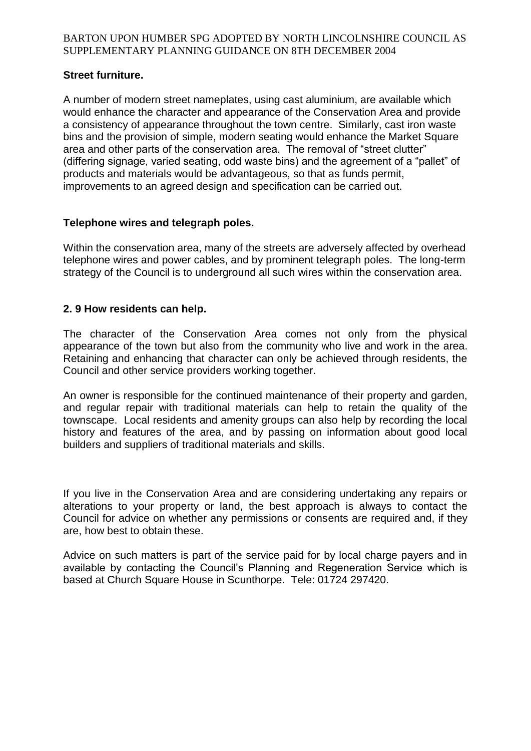**Street furniture.**

A number of modern street nameplates, using cast aluminium, are available which would enhance the character and appearance of the Conservation Area and provide a consistency of appearance throughout the town centre. Similarly, cast iron waste bins and the provision of simple, modern seating would enhance the Market Square area and other parts of the conservation area. The removal of "street clutter" (differing signage, varied seating, odd waste bins) and the agreement of a "pallet" of products and materials would be advantageous, so that as funds permit, improvements to an agreed design and specification can be carried out.

**Telephone wires and telegraph poles.**

Within the conservation area, many of the streets are adversely affected by overhead telephone wires and power cables, and by prominent telegraph poles. The long-term strategy of the Council is to underground all such wires within the conservation area.

### 2. 9 How residents can help.

The character of the Conservation Area comes not only from the physical appearance of the town but also from the community who live and work in the area. Retaining and enhancing that character can only be achieved through residents, the Council and other service providers working together.

An owner is responsible for the continued maintenance of their property and garden, and regular repair with traditional materials can help to retain the quality of the townscape. Local residents and amenity groups can also help by recording the local history and features of the area, and by passing on information about good local builders and suppliers of traditional materials and skills.

If you live in the Conservation Area and are considering undertaking any repairs or alterations to your property or land, the best approach is always to contact the Council for advice on whether any permissions or consents are required and, if they are, how best to obtain these.

Advice on such matters is part of the service paid for by local charge payers and in available by contacting the Council's Planning and Regeneration Service which is based at Church Square House in Scunthorpe. Tele: 01724 297420.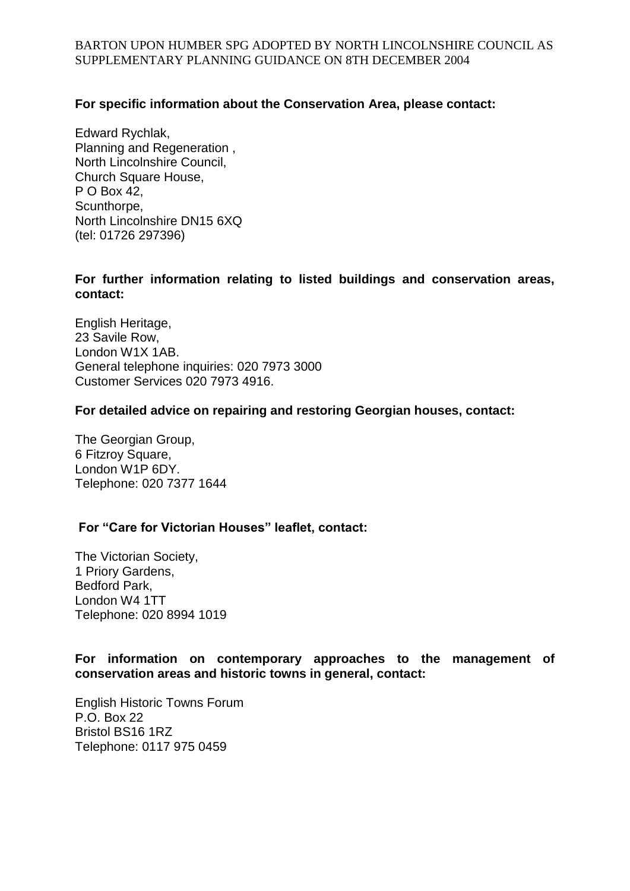**For specific information about the Conservation Area, please contact:**

Edward Rychlak,
Planning and Regeneration ,
North Lincolnshire Council,
Church Square House,
P O Box 42,
Scunthorpe,
North Lincolnshire DN15 6XQ
(tel: 01726 297396)

**For further information relating to listed buildings and conservation areas, contact:**

English Heritage,
23 Savile Row,
London W1X 1AB.
General telephone inquiries: 020 7973 3000
Customer Services 020 7973 4916.

**For detailed advice on repairing and restoring Georgian houses, contact:**

The Georgian Group,
6 Fitzroy Square,
London W1P 6DY.
Telephone: 020 7377 1644

**For "Care for Victorian Houses" leaflet, contact:**

The Victorian Society,
1 Priory Gardens,
Bedford Park,
London W4 1TT
Telephone: 020 8994 1019

**For information on contemporary approaches to the management of conservation areas and historic towns in general, contact:**

English Historic Towns Forum
P.O. Box 22
Bristol BS16 1RZ
Telephone: 0117 975 0459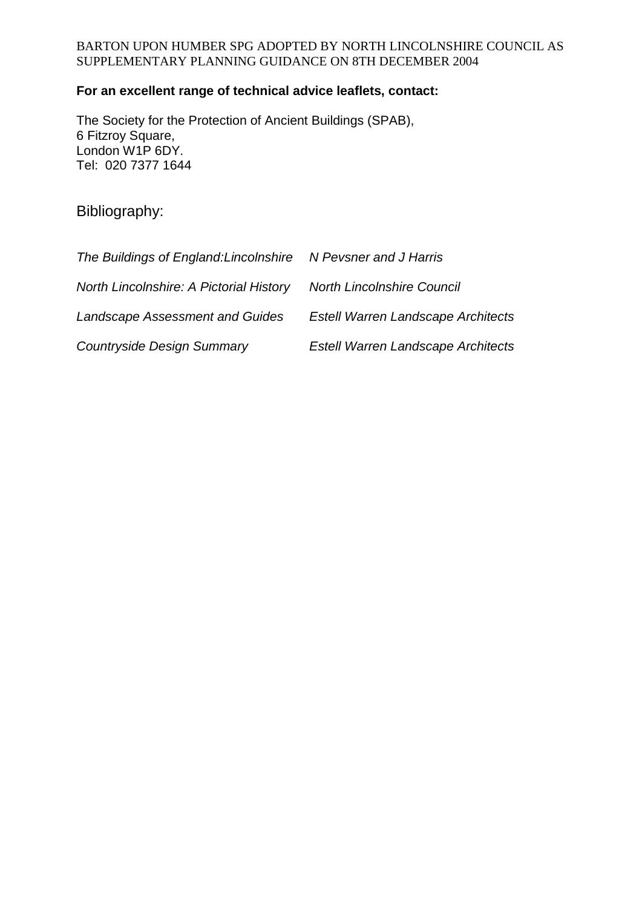BARTON UPON HUMBER SPG ADOPTED BY NORTH LINCOLNSHIRE COUNCIL AS SUPPLEMENTARY PLANNING GUIDANCE ON 8TH DECEMBER 2004

**For an excellent range of technical advice leaflets, contact:**

The Society for the Protection of Ancient Buildings (SPAB),
6 Fitzroy Square,
London W1P 6DY.
Tel: 020 7377 1644

## Bibliography:

| | |
|---|---|
| *The Buildings of England:Lincolnshire* | *N Pevsner and J Harris* |
| *North Lincolnshire: A Pictorial History* | *North Lincolnshire Council* |
| *Landscape Assessment and Guides* | *Estell Warren Landscape Architects* |
| *Countryside Design Summary* | *Estell Warren Landscape Architects* |